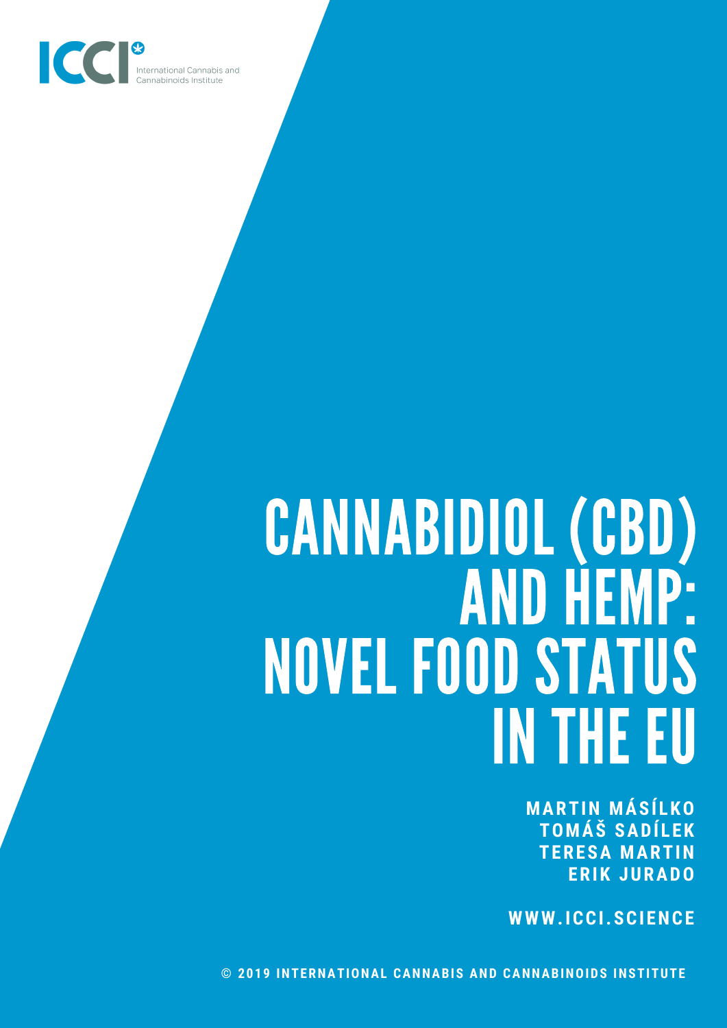ICCI International Cannabis and Cannabinoids Institute

# CANNABIDIOL (CBD) AND HEMP: NOVEL FOOD STATUS IN THE EU

**MARTIN MÁSÍLKO**
**TOMÁŠ SADÍLEK**
**TERESA MARTIN**
**ERIK JURADO**

**WWW.ICCI.SCIENCE**

**© 2019 INTERNATIONAL CANNABIS AND CANNABINOIDS INSTITUTE**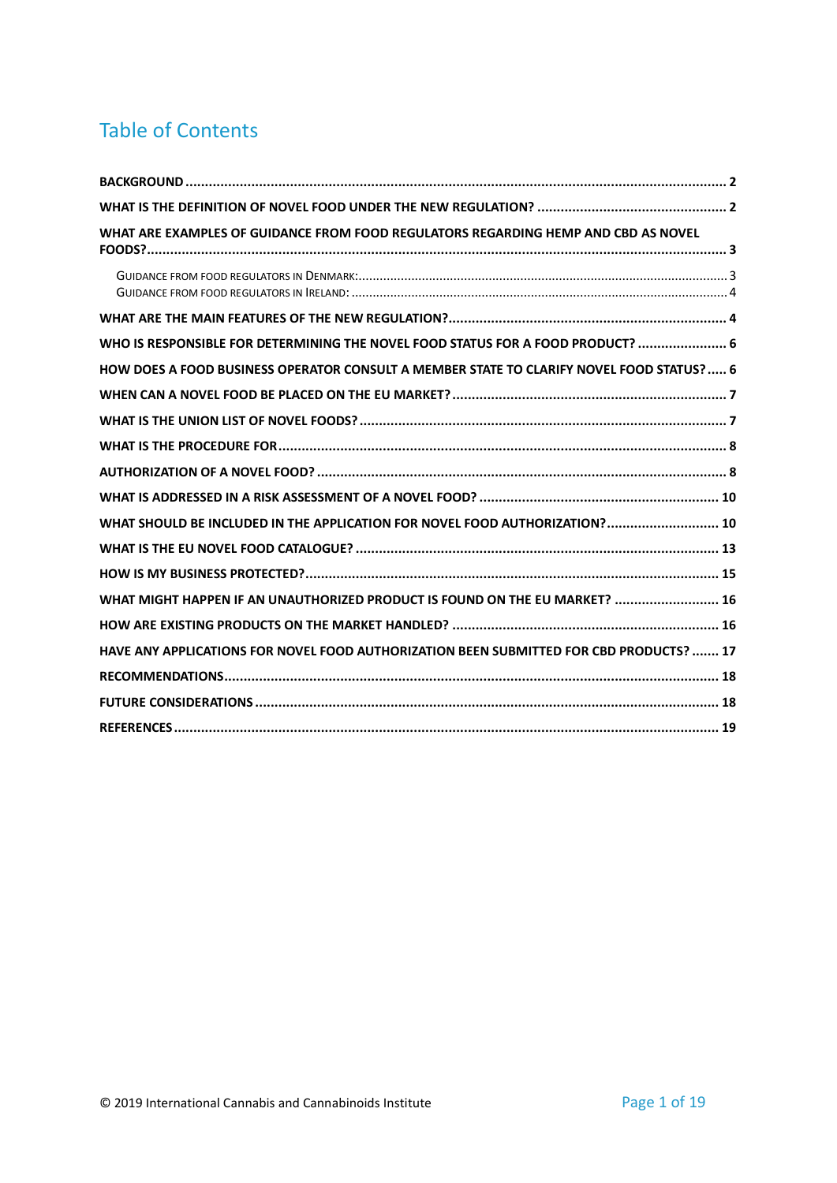## Table of Contents

- BACKGROUND ..... 2
- WHAT IS THE DEFINITION OF NOVEL FOOD UNDER THE NEW REGULATION? ..... 2
- WHAT ARE EXAMPLES OF GUIDANCE FROM FOOD REGULATORS REGARDING HEMP AND CBD AS NOVEL FOODS? ..... 3
  - GUIDANCE FROM FOOD REGULATORS IN DENMARK: ..... 3
  - GUIDANCE FROM FOOD REGULATORS IN IRELAND: ..... 4
- WHAT ARE THE MAIN FEATURES OF THE NEW REGULATION? ..... 4
- WHO IS RESPONSIBLE FOR DETERMINING THE NOVEL FOOD STATUS FOR A FOOD PRODUCT? ..... 6
- HOW DOES A FOOD BUSINESS OPERATOR CONSULT A MEMBER STATE TO CLARIFY NOVEL FOOD STATUS? ..... 6
- WHEN CAN A NOVEL FOOD BE PLACED ON THE EU MARKET? ..... 7
- WHAT IS THE UNION LIST OF NOVEL FOODS? ..... 7
- WHAT IS THE PROCEDURE FOR ..... 8
- AUTHORIZATION OF A NOVEL FOOD? ..... 8
- WHAT IS ADDRESSED IN A RISK ASSESSMENT OF A NOVEL FOOD? ..... 10
- WHAT SHOULD BE INCLUDED IN THE APPLICATION FOR NOVEL FOOD AUTHORIZATION? ..... 10
- WHAT IS THE EU NOVEL FOOD CATALOGUE? ..... 13
- HOW IS MY BUSINESS PROTECTED? ..... 15
- WHAT MIGHT HAPPEN IF AN UNAUTHORIZED PRODUCT IS FOUND ON THE EU MARKET? ..... 16
- HOW ARE EXISTING PRODUCTS ON THE MARKET HANDLED? ..... 16
- HAVE ANY APPLICATIONS FOR NOVEL FOOD AUTHORIZATION BEEN SUBMITTED FOR CBD PRODUCTS? ..... 17
- RECOMMENDATIONS ..... 18
- FUTURE CONSIDERATIONS ..... 18
- REFERENCES ..... 19

© 2019 International Cannabis and Cannabinoids Institute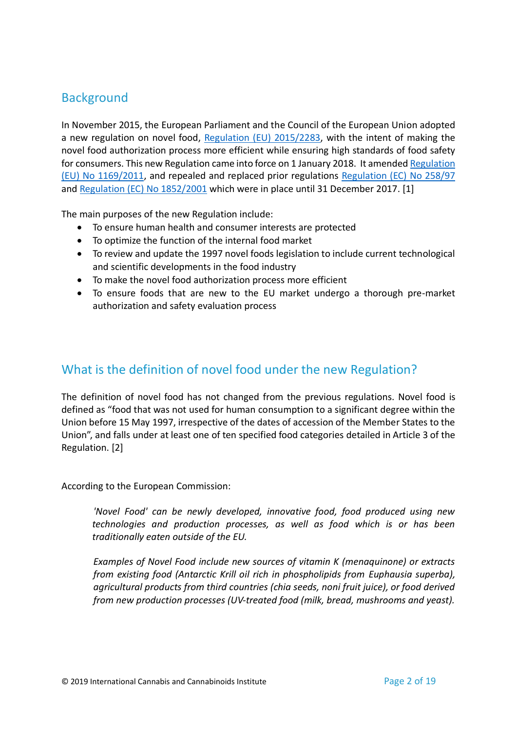## Background

In November 2015, the European Parliament and the Council of the European Union adopted a new regulation on novel food, Regulation (EU) 2015/2283, with the intent of making the novel food authorization process more efficient while ensuring high standards of food safety for consumers. This new Regulation came into force on 1 January 2018. It amended Regulation (EU) No 1169/2011, and repealed and replaced prior regulations Regulation (EC) No 258/97 and Regulation (EC) No 1852/2001 which were in place until 31 December 2017. [1]

The main purposes of the new Regulation include:

- To ensure human health and consumer interests are protected
- To optimize the function of the internal food market
- To review and update the 1997 novel foods legislation to include current technological and scientific developments in the food industry
- To make the novel food authorization process more efficient
- To ensure foods that are new to the EU market undergo a thorough pre-market authorization and safety evaluation process

## What is the definition of novel food under the new Regulation?

The definition of novel food has not changed from the previous regulations. Novel food is defined as "food that was not used for human consumption to a significant degree within the Union before 15 May 1997, irrespective of the dates of accession of the Member States to the Union", and falls under at least one of ten specified food categories detailed in Article 3 of the Regulation. [2]

According to the European Commission:

> *'Novel Food' can be newly developed, innovative food, food produced using new technologies and production processes, as well as food which is or has been traditionally eaten outside of the EU.*
>
> *Examples of Novel Food include new sources of vitamin K (menaquinone) or extracts from existing food (Antarctic Krill oil rich in phospholipids from Euphausia superba), agricultural products from third countries (chia seeds, noni fruit juice), or food derived from new production processes (UV-treated food (milk, bread, mushrooms and yeast).*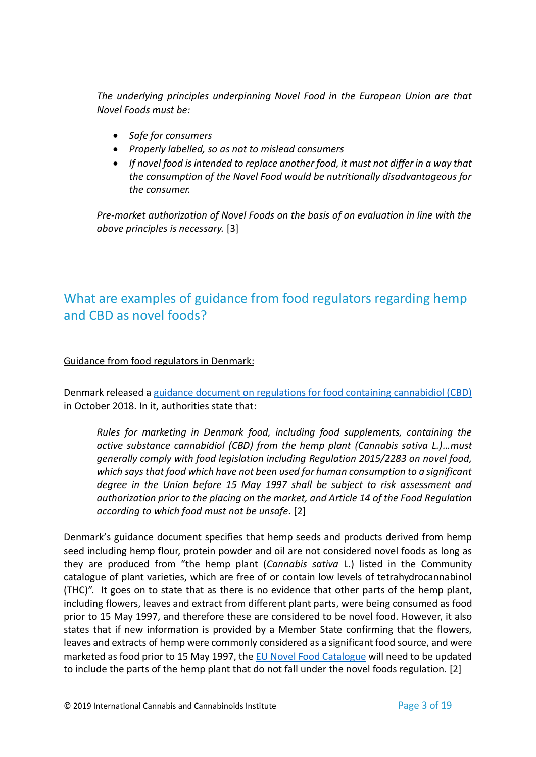*The underlying principles underpinning Novel Food in the European Union are that Novel Foods must be:*

- *Safe for consumers*
- *Properly labelled, so as not to mislead consumers*
- *If novel food is intended to replace another food, it must not differ in a way that the consumption of the Novel Food would be nutritionally disadvantageous for the consumer.*

*Pre-market authorization of Novel Foods on the basis of an evaluation in line with the above principles is necessary.* [3]

## What are examples of guidance from food regulators regarding hemp and CBD as novel foods?

Guidance from food regulators in Denmark:

Denmark released a guidance document on regulations for food containing cannabidiol (CBD) in October 2018. In it, authorities state that:

> *Rules for marketing in Denmark food, including food supplements, containing the active substance cannabidiol (CBD) from the hemp plant (Cannabis sativa L.)…must generally comply with food legislation including Regulation 2015/2283 on novel food, which says that food which have not been used for human consumption to a significant degree in the Union before 15 May 1997 shall be subject to risk assessment and authorization prior to the placing on the market, and Article 14 of the Food Regulation according to which food must not be unsafe.* [2]

Denmark's guidance document specifies that hemp seeds and products derived from hemp seed including hemp flour, protein powder and oil are not considered novel foods as long as they are produced from "the hemp plant (*Cannabis sativa* L.) listed in the Community catalogue of plant varieties, which are free of or contain low levels of tetrahydrocannabinol (THC)". It goes on to state that as there is no evidence that other parts of the hemp plant, including flowers, leaves and extract from different plant parts, were being consumed as food prior to 15 May 1997, and therefore these are considered to be novel food. However, it also states that if new information is provided by a Member State confirming that the flowers, leaves and extracts of hemp were commonly considered as a significant food source, and were marketed as food prior to 15 May 1997, the EU Novel Food Catalogue will need to be updated to include the parts of the hemp plant that do not fall under the novel foods regulation. [2]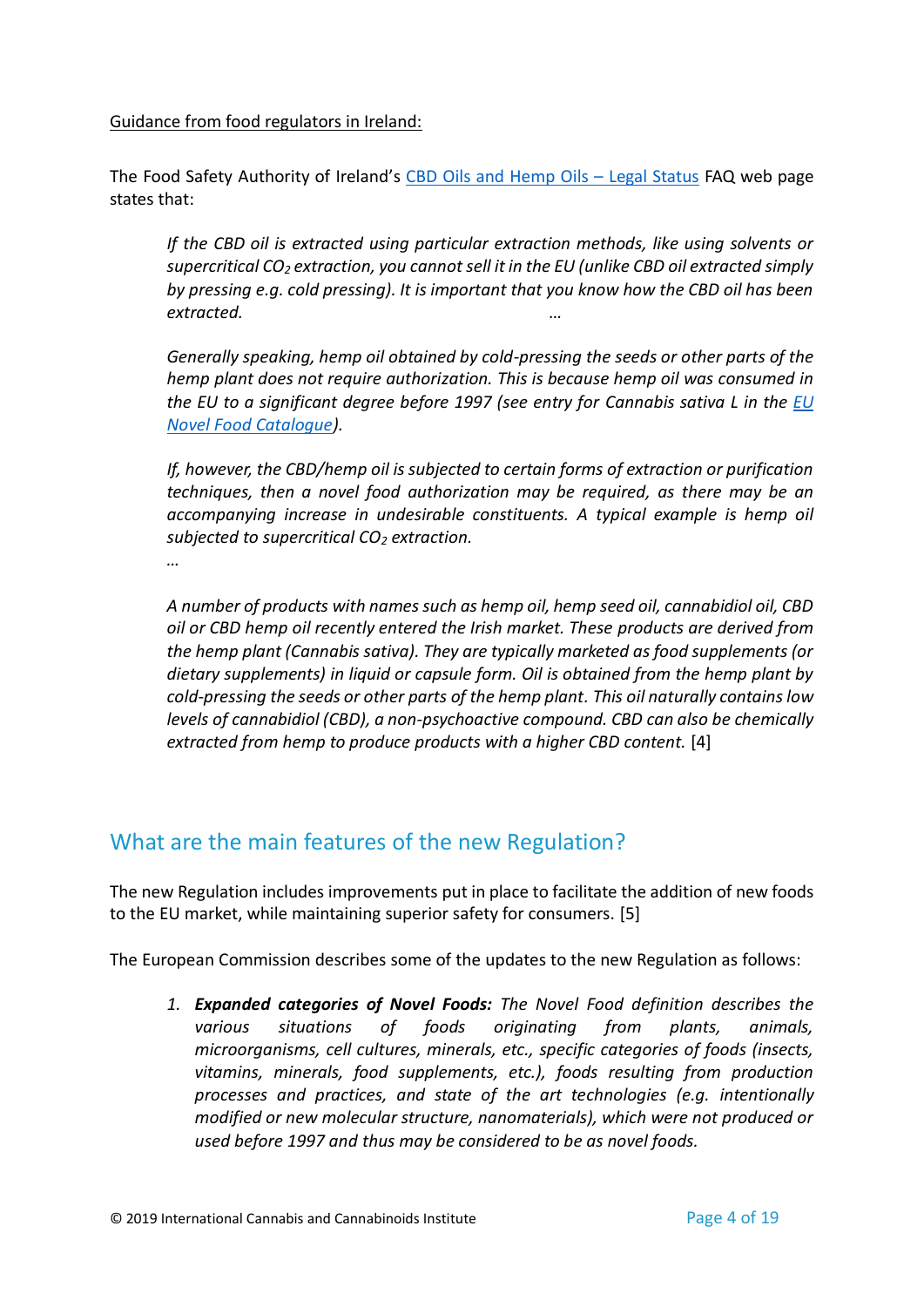<u>Guidance from food regulators in Ireland:</u>

The Food Safety Authority of Ireland's [CBD Oils and Hemp Oils – Legal Status]() FAQ web page states that:

> *If the CBD oil is extracted using particular extraction methods, like using solvents or supercritical $CO_2$ extraction, you cannot sell it in the EU (unlike CBD oil extracted simply by pressing e.g. cold pressing). It is important that you know how the CBD oil has been extracted.* …
>
> *Generally speaking, hemp oil obtained by cold-pressing the seeds or other parts of the hemp plant does not require authorization. This is because hemp oil was consumed in the EU to a significant degree before 1997 (see entry for Cannabis sativa L in the [EU Novel Food Catalogue]()).*
>
> *If, however, the CBD/hemp oil is subjected to certain forms of extraction or purification techniques, then a novel food authorization may be required, as there may be an accompanying increase in undesirable constituents. A typical example is hemp oil subjected to supercritical $CO_2$ extraction.*
>
> *…*
>
> *A number of products with names such as hemp oil, hemp seed oil, cannabidiol oil, CBD oil or CBD hemp oil recently entered the Irish market. These products are derived from the hemp plant (Cannabis sativa). They are typically marketed as food supplements (or dietary supplements) in liquid or capsule form. Oil is obtained from the hemp plant by cold-pressing the seeds or other parts of the hemp plant. This oil naturally contains low levels of cannabidiol (CBD), a non-psychoactive compound. CBD can also be chemically extracted from hemp to produce products with a higher CBD content.* [4]

## What are the main features of the new Regulation?

The new Regulation includes improvements put in place to facilitate the addition of new foods to the EU market, while maintaining superior safety for consumers. [5]

The European Commission describes some of the updates to the new Regulation as follows:

1. ***Expanded categories of Novel Foods:*** *The Novel Food definition describes the various situations of foods originating from plants, animals, microorganisms, cell cultures, minerals, etc., specific categories of foods (insects, vitamins, minerals, food supplements, etc.), foods resulting from production processes and practices, and state of the art technologies (e.g. intentionally modified or new molecular structure, nanomaterials), which were not produced or used before 1997 and thus may be considered to be as novel foods.*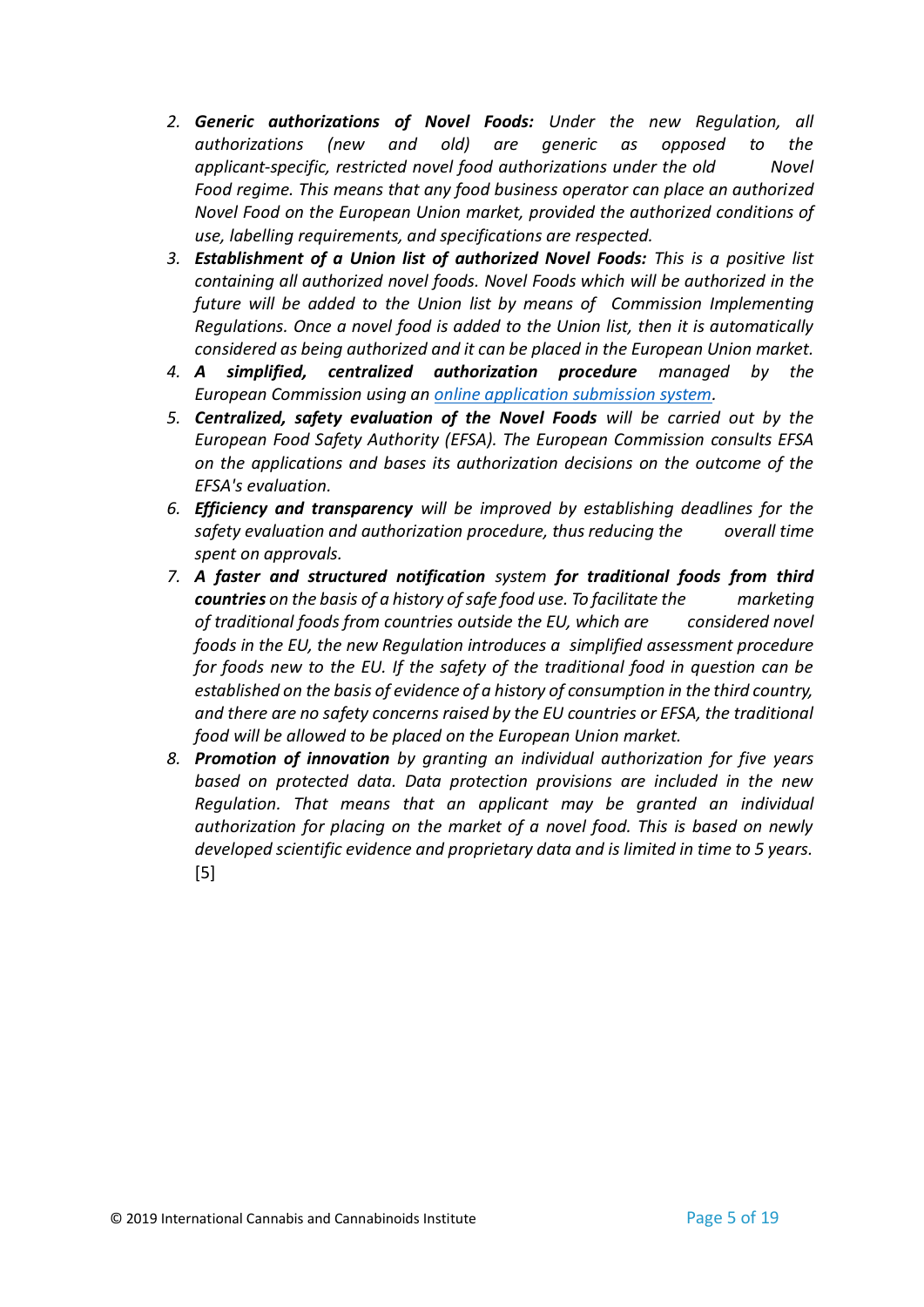2. ***Generic authorizations of Novel Foods:*** *Under the new Regulation, all authorizations (new and old) are generic as opposed to the applicant-specific, restricted novel food authorizations under the old Novel Food regime. This means that any food business operator can place an authorized Novel Food on the European Union market, provided the authorized conditions of use, labelling requirements, and specifications are respected.*
3. ***Establishment of a Union list of authorized Novel Foods:*** *This is a positive list containing all authorized novel foods. Novel Foods which will be authorized in the future will be added to the Union list by means of Commission Implementing Regulations. Once a novel food is added to the Union list, then it is automatically considered as being authorized and it can be placed in the European Union market.*
4. ***A simplified, centralized authorization procedure*** *managed by the European Commission using an [online application submission system](#).*
5. ***Centralized, safety evaluation of the Novel Foods*** *will be carried out by the European Food Safety Authority (EFSA). The European Commission consults EFSA on the applications and bases its authorization decisions on the outcome of the EFSA's evaluation.*
6. ***Efficiency and transparency*** *will be improved by establishing deadlines for the safety evaluation and authorization procedure, thus reducing the overall time spent on approvals.*
7. ***A faster and structured notification*** *system* ***for traditional foods from third countries*** *on the basis of a history of safe food use. To facilitate the marketing of traditional foods from countries outside the EU, which are considered novel foods in the EU, the new Regulation introduces a simplified assessment procedure for foods new to the EU. If the safety of the traditional food in question can be established on the basis of evidence of a history of consumption in the third country, and there are no safety concerns raised by the EU countries or EFSA, the traditional food will be allowed to be placed on the European Union market.*
8. ***Promotion of innovation*** *by granting an individual authorization for five years based on protected data. Data protection provisions are included in the new Regulation. That means that an applicant may be granted an individual authorization for placing on the market of a novel food. This is based on newly developed scientific evidence and proprietary data and is limited in time to 5 years.* [5]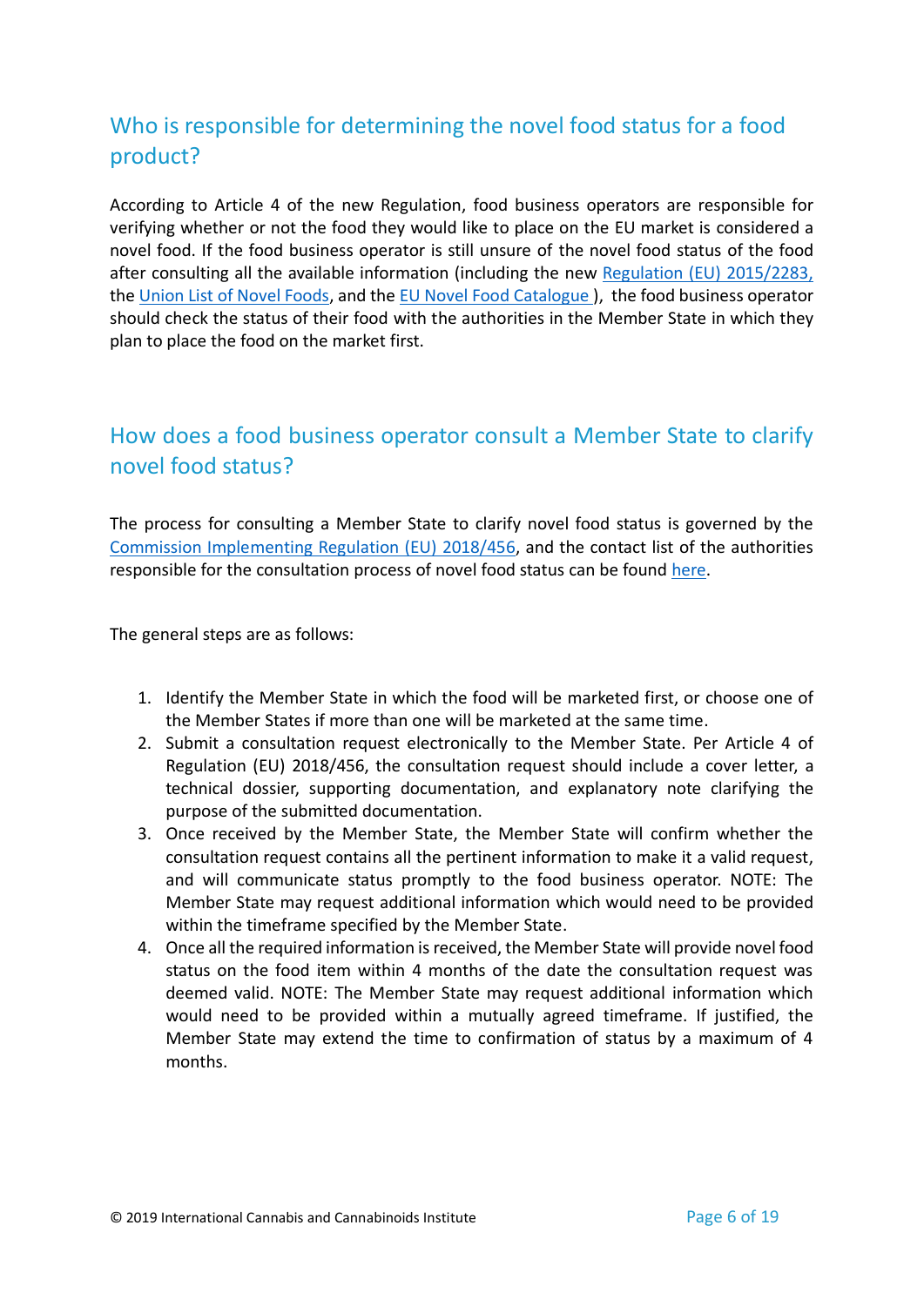## Who is responsible for determining the novel food status for a food product?

According to Article 4 of the new Regulation, food business operators are responsible for verifying whether or not the food they would like to place on the EU market is considered a novel food. If the food business operator is still unsure of the novel food status of the food after consulting all the available information (including the new Regulation (EU) 2015/2283, the Union List of Novel Foods, and the EU Novel Food Catalogue ), the food business operator should check the status of their food with the authorities in the Member State in which they plan to place the food on the market first.

## How does a food business operator consult a Member State to clarify novel food status?

The process for consulting a Member State to clarify novel food status is governed by the Commission Implementing Regulation (EU) 2018/456, and the contact list of the authorities responsible for the consultation process of novel food status can be found here.

The general steps are as follows:

1. Identify the Member State in which the food will be marketed first, or choose one of the Member States if more than one will be marketed at the same time.
2. Submit a consultation request electronically to the Member State. Per Article 4 of Regulation (EU) 2018/456, the consultation request should include a cover letter, a technical dossier, supporting documentation, and explanatory note clarifying the purpose of the submitted documentation.
3. Once received by the Member State, the Member State will confirm whether the consultation request contains all the pertinent information to make it a valid request, and will communicate status promptly to the food business operator. NOTE: The Member State may request additional information which would need to be provided within the timeframe specified by the Member State.
4. Once all the required information is received, the Member State will provide novel food status on the food item within 4 months of the date the consultation request was deemed valid. NOTE: The Member State may request additional information which would need to be provided within a mutually agreed timeframe. If justified, the Member State may extend the time to confirmation of status by a maximum of 4 months.

© 2019 International Cannabis and Cannabinoids Institute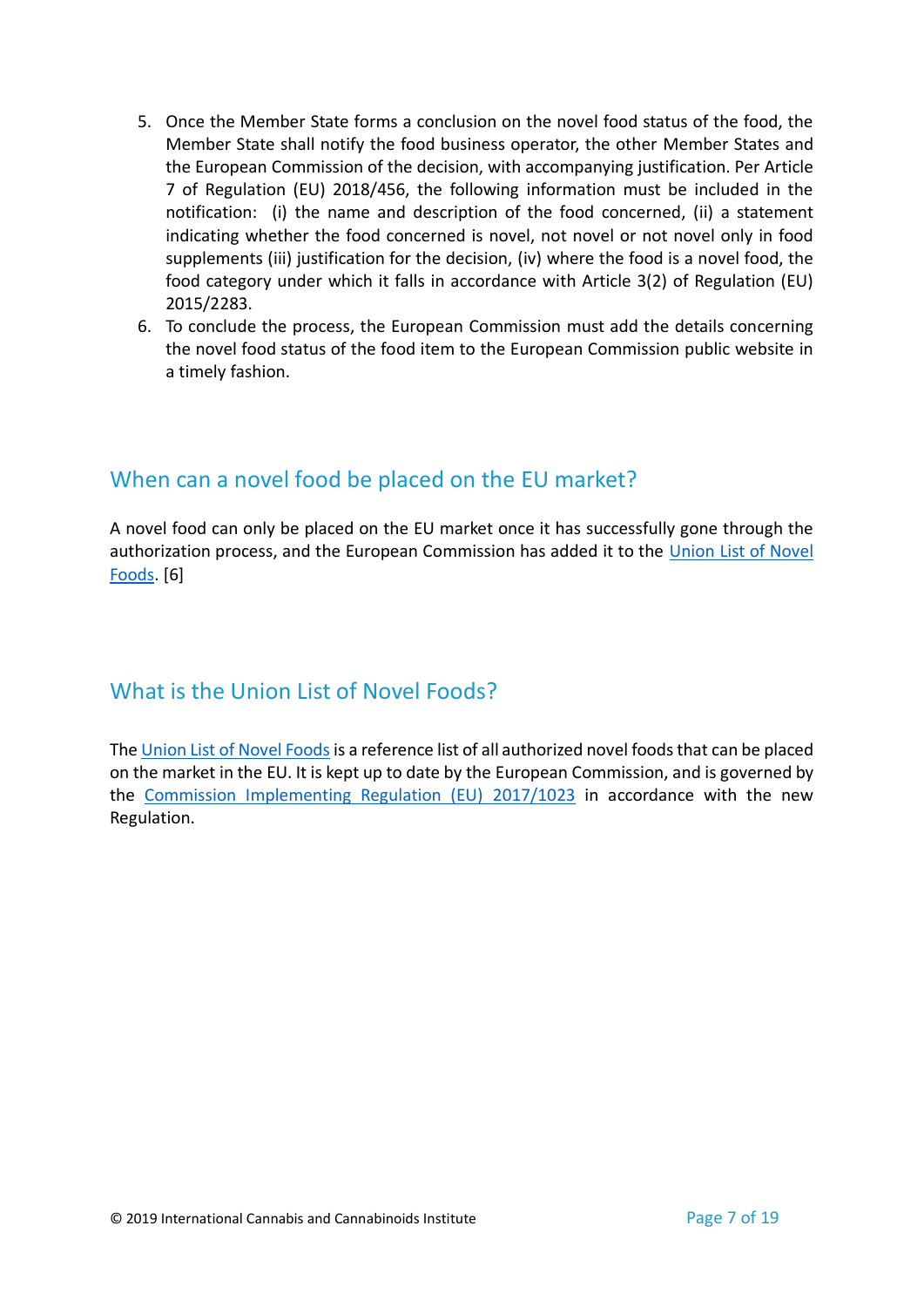5. Once the Member State forms a conclusion on the novel food status of the food, the Member State shall notify the food business operator, the other Member States and the European Commission of the decision, with accompanying justification. Per Article 7 of Regulation (EU) 2018/456, the following information must be included in the notification: (i) the name and description of the food concerned, (ii) a statement indicating whether the food concerned is novel, not novel or not novel only in food supplements (iii) justification for the decision, (iv) where the food is a novel food, the food category under which it falls in accordance with Article 3(2) of Regulation (EU) 2015/2283.
6. To conclude the process, the European Commission must add the details concerning the novel food status of the food item to the European Commission public website in a timely fashion.

## When can a novel food be placed on the EU market?

A novel food can only be placed on the EU market once it has successfully gone through the authorization process, and the European Commission has added it to the Union List of Novel Foods. [6]

## What is the Union List of Novel Foods?

The Union List of Novel Foods is a reference list of all authorized novel foods that can be placed on the market in the EU. It is kept up to date by the European Commission, and is governed by the Commission Implementing Regulation (EU) 2017/1023 in accordance with the new Regulation.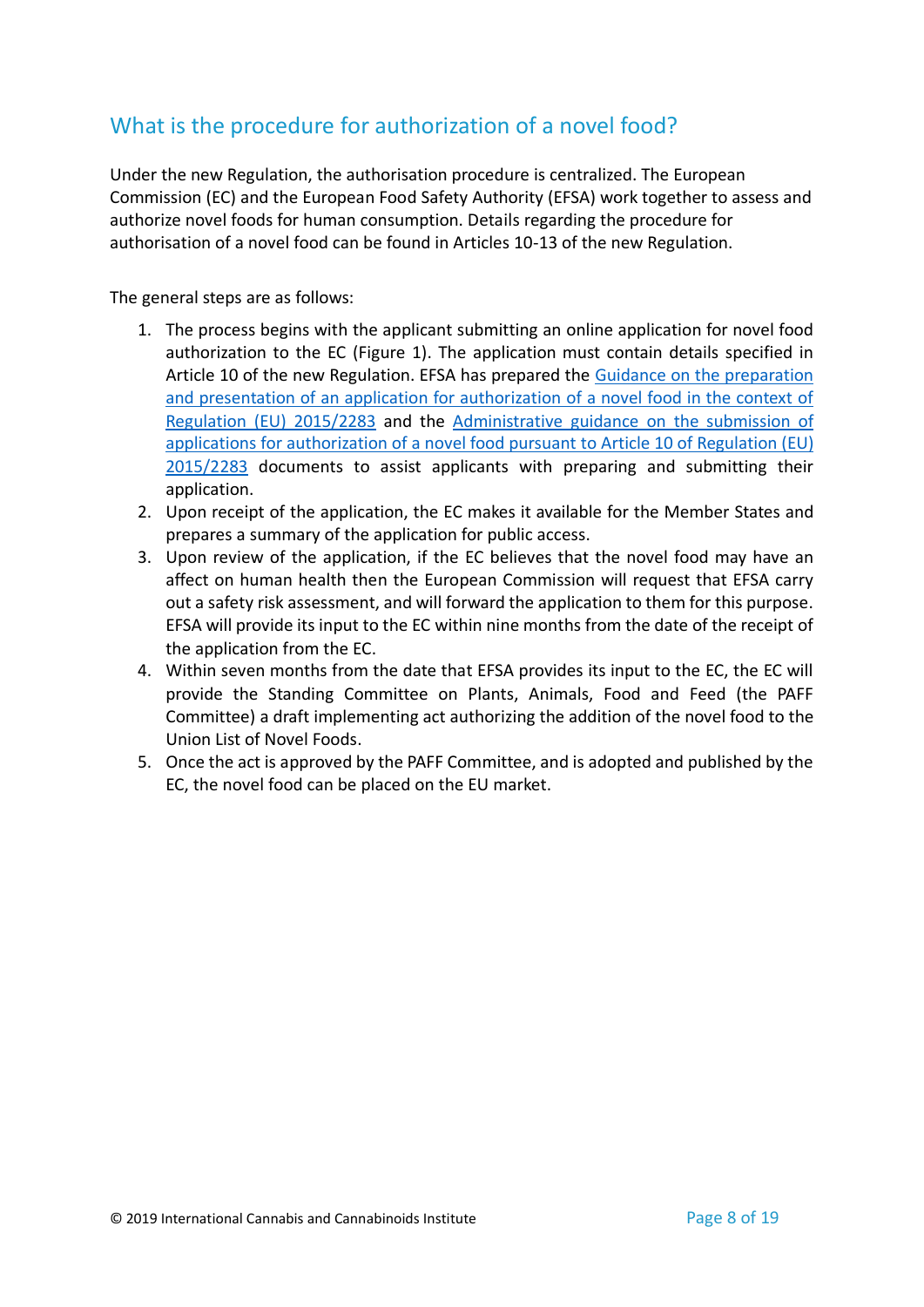## What is the procedure for authorization of a novel food?

Under the new Regulation, the authorisation procedure is centralized. The European Commission (EC) and the European Food Safety Authority (EFSA) work together to assess and authorize novel foods for human consumption. Details regarding the procedure for authorisation of a novel food can be found in Articles 10-13 of the new Regulation.

The general steps are as follows:

1. The process begins with the applicant submitting an online application for novel food authorization to the EC (Figure 1). The application must contain details specified in Article 10 of the new Regulation. EFSA has prepared the Guidance on the preparation and presentation of an application for authorization of a novel food in the context of Regulation (EU) 2015/2283 and the Administrative guidance on the submission of applications for authorization of a novel food pursuant to Article 10 of Regulation (EU) 2015/2283 documents to assist applicants with preparing and submitting their application.
2. Upon receipt of the application, the EC makes it available for the Member States and prepares a summary of the application for public access.
3. Upon review of the application, if the EC believes that the novel food may have an affect on human health then the European Commission will request that EFSA carry out a safety risk assessment, and will forward the application to them for this purpose. EFSA will provide its input to the EC within nine months from the date of the receipt of the application from the EC.
4. Within seven months from the date that EFSA provides its input to the EC, the EC will provide the Standing Committee on Plants, Animals, Food and Feed (the PAFF Committee) a draft implementing act authorizing the addition of the novel food to the Union List of Novel Foods.
5. Once the act is approved by the PAFF Committee, and is adopted and published by the EC, the novel food can be placed on the EU market.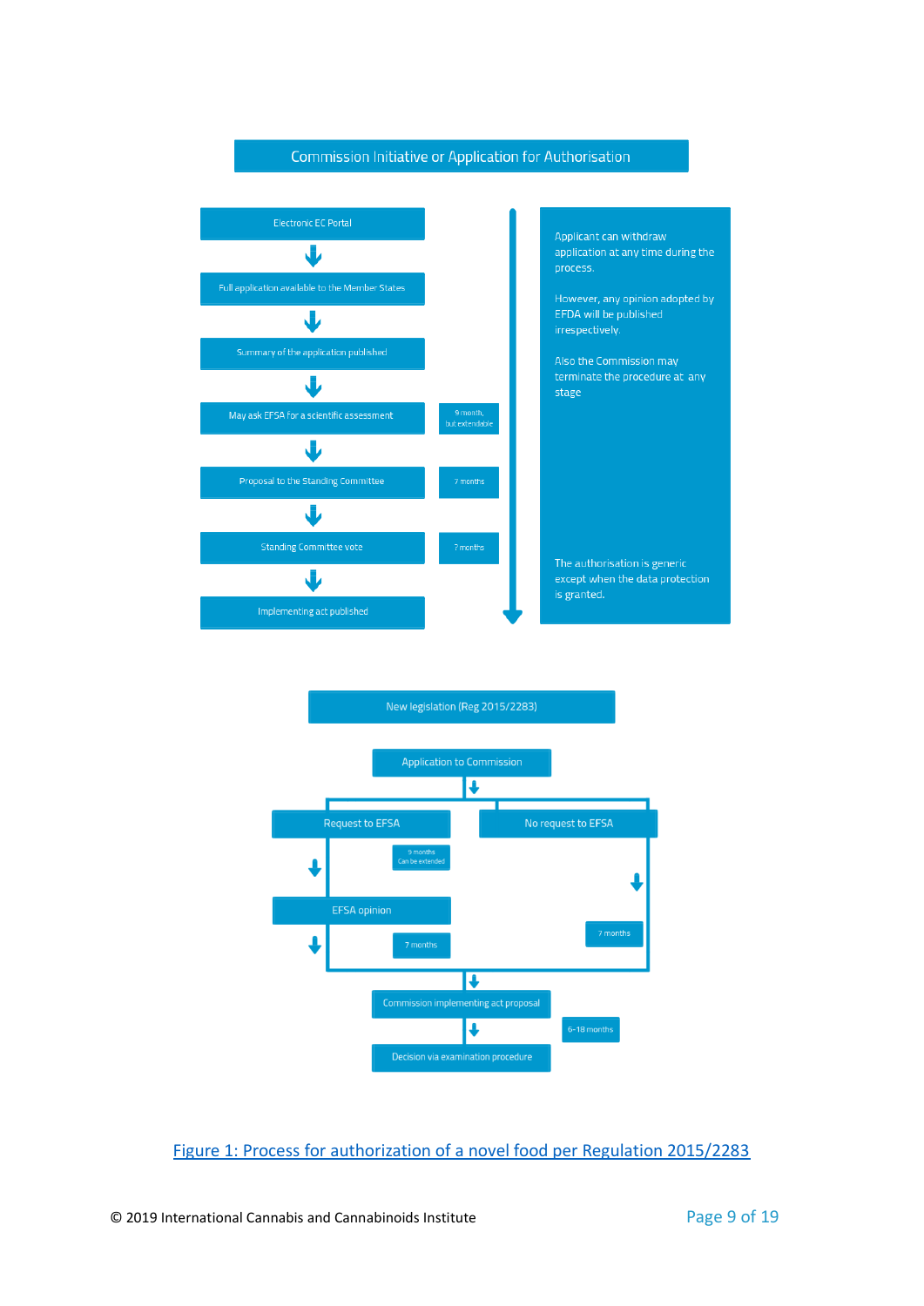Commission Initiative or Application for Authorisation

Electronic EC Portal

↓

Full application available to the Member States

↓

Summary of the application published

↓

May ask EFSA for a scientific assessment — 9 month, but extendable

↓

Proposal to the Standing Committee — 7 months

↓

Standing Committee vote — 7 months

↓

Implementing act published

Applicant can withdraw application at any time during the process.

However, any opinion adopted by EFDA will be published irrespectively.

Also the Commission may terminate the procedure at any stage

The authorisation is generic except when the data protection is granted.

New legislation (Reg 2015/2283)

Application to Commission

- Request to EFSA — 9 months Can be extended
  - EFSA opinion — 7 months
- No request to EFSA — 7 months

Commission implementing act proposal — 6-18 months

Decision via examination procedure

Figure 1: Process for authorization of a novel food per Regulation 2015/2283

© 2019 International Cannabis and Cannabinoids Institute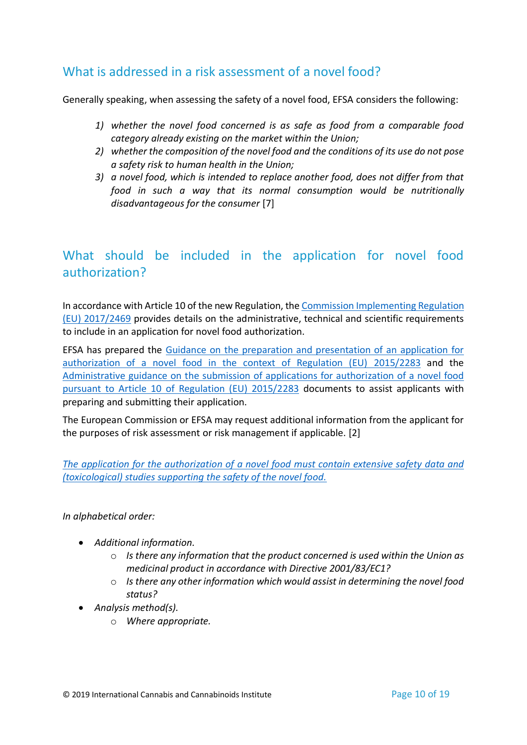## What is addressed in a risk assessment of a novel food?

Generally speaking, when assessing the safety of a novel food, EFSA considers the following:

1) *whether the novel food concerned is as safe as food from a comparable food category already existing on the market within the Union;*
2) *whether the composition of the novel food and the conditions of its use do not pose a safety risk to human health in the Union;*
3) *a novel food, which is intended to replace another food, does not differ from that food in such a way that its normal consumption would be nutritionally disadvantageous for the consumer* [7]

## What should be included in the application for novel food authorization?

In accordance with Article 10 of the new Regulation, the Commission Implementing Regulation (EU) 2017/2469 provides details on the administrative, technical and scientific requirements to include in an application for novel food authorization.

EFSA has prepared the Guidance on the preparation and presentation of an application for authorization of a novel food in the context of Regulation (EU) 2015/2283 and the Administrative guidance on the submission of applications for authorization of a novel food pursuant to Article 10 of Regulation (EU) 2015/2283 documents to assist applicants with preparing and submitting their application.

The European Commission or EFSA may request additional information from the applicant for the purposes of risk assessment or risk management if applicable. [2]

*The application for the authorization of a novel food must contain extensive safety data and (toxicological) studies supporting the safety of the novel food.*

*In alphabetical order:*

- *Additional information.*
  - *Is there any information that the product concerned is used within the Union as medicinal product in accordance with Directive 2001/83/EC1?*
  - *Is there any other information which would assist in determining the novel food status?*
- *Analysis method(s).*
  - *Where appropriate.*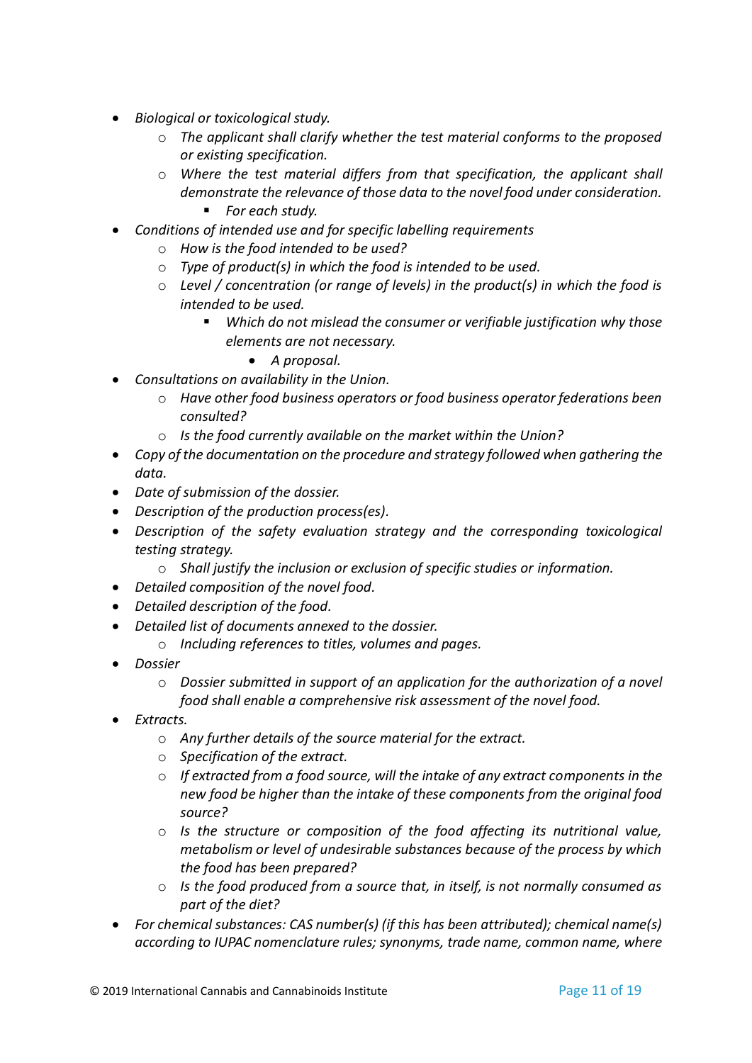- *Biological or toxicological study.*
    - *The applicant shall clarify whether the test material conforms to the proposed or existing specification.*
    - *Where the test material differs from that specification, the applicant shall demonstrate the relevance of those data to the novel food under consideration.*
        - *For each study.*
- *Conditions of intended use and for specific labelling requirements*
    - *How is the food intended to be used?*
    - *Type of product(s) in which the food is intended to be used.*
    - *Level / concentration (or range of levels) in the product(s) in which the food is intended to be used.*
        - *Which do not mislead the consumer or verifiable justification why those elements are not necessary.*
            - *A proposal.*
- *Consultations on availability in the Union.*
    - *Have other food business operators or food business operator federations been consulted?*
    - *Is the food currently available on the market within the Union?*
- *Copy of the documentation on the procedure and strategy followed when gathering the data.*
- *Date of submission of the dossier.*
- *Description of the production process(es).*
- *Description of the safety evaluation strategy and the corresponding toxicological testing strategy.*
    - *Shall justify the inclusion or exclusion of specific studies or information.*
- *Detailed composition of the novel food.*
- *Detailed description of the food.*
- *Detailed list of documents annexed to the dossier.*
    - *Including references to titles, volumes and pages.*
- *Dossier*
    - *Dossier submitted in support of an application for the authorization of a novel food shall enable a comprehensive risk assessment of the novel food.*
- *Extracts.*
    - *Any further details of the source material for the extract.*
    - *Specification of the extract.*
    - *If extracted from a food source, will the intake of any extract components in the new food be higher than the intake of these components from the original food source?*
    - *Is the structure or composition of the food affecting its nutritional value, metabolism or level of undesirable substances because of the process by which the food has been prepared?*
    - *Is the food produced from a source that, in itself, is not normally consumed as part of the diet?*
- *For chemical substances: CAS number(s) (if this has been attributed); chemical name(s) according to IUPAC nomenclature rules; synonyms, trade name, common name, where*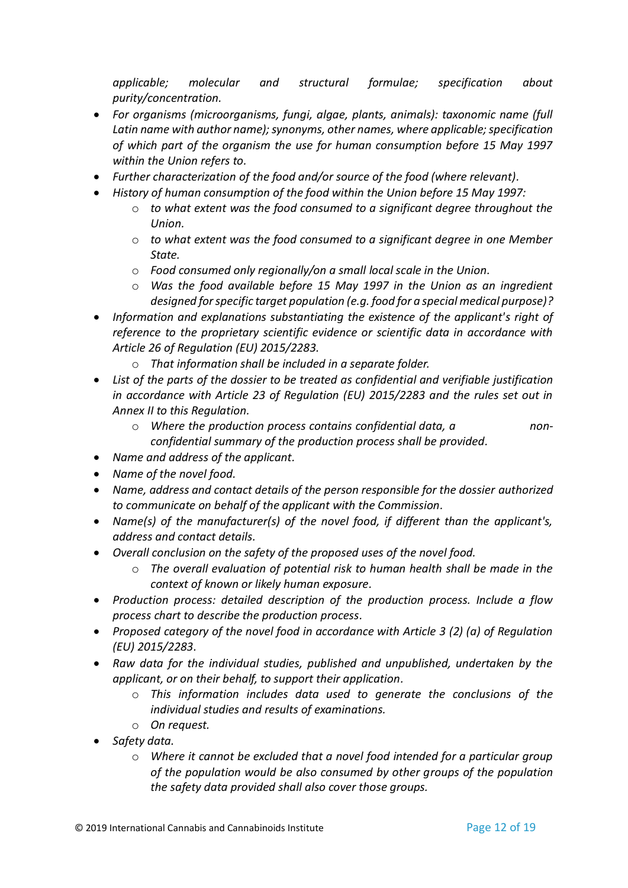*applicable; molecular and structural formulae; specification about purity/concentration.*

- *For organisms (microorganisms, fungi, algae, plants, animals): taxonomic name (full Latin name with author name); synonyms, other names, where applicable; specification of which part of the organism the use for human consumption before 15 May 1997 within the Union refers to.*
- *Further characterization of the food and/or source of the food (where relevant).*
- *History of human consumption of the food within the Union before 15 May 1997:*
    - *to what extent was the food consumed to a significant degree throughout the Union.*
    - *to what extent was the food consumed to a significant degree in one Member State.*
    - *Food consumed only regionally/on a small local scale in the Union.*
    - *Was the food available before 15 May 1997 in the Union as an ingredient designed for specific target population (e.g. food for a special medical purpose)?*
- *Information and explanations substantiating the existence of the applicant's right of reference to the proprietary scientific evidence or scientific data in accordance with Article 26 of Regulation (EU) 2015/2283.*
    - *That information shall be included in a separate folder.*
- *List of the parts of the dossier to be treated as confidential and verifiable justification in accordance with Article 23 of Regulation (EU) 2015/2283 and the rules set out in Annex II to this Regulation.*
    - *Where the production process contains confidential data, a non-confidential summary of the production process shall be provided.*
- *Name and address of the applicant.*
- *Name of the novel food.*
- *Name, address and contact details of the person responsible for the dossier authorized to communicate on behalf of the applicant with the Commission.*
- *Name(s) of the manufacturer(s) of the novel food, if different than the applicant's, address and contact details.*
- *Overall conclusion on the safety of the proposed uses of the novel food.*
    - *The overall evaluation of potential risk to human health shall be made in the context of known or likely human exposure.*
- *Production process: detailed description of the production process. Include a flow process chart to describe the production process.*
- *Proposed category of the novel food in accordance with Article 3 (2) (a) of Regulation (EU) 2015/2283.*
- *Raw data for the individual studies, published and unpublished, undertaken by the applicant, or on their behalf, to support their application.*
    - *This information includes data used to generate the conclusions of the individual studies and results of examinations.*
    - *On request.*
- *Safety data.*
    - *Where it cannot be excluded that a novel food intended for a particular group of the population would be also consumed by other groups of the population the safety data provided shall also cover those groups.*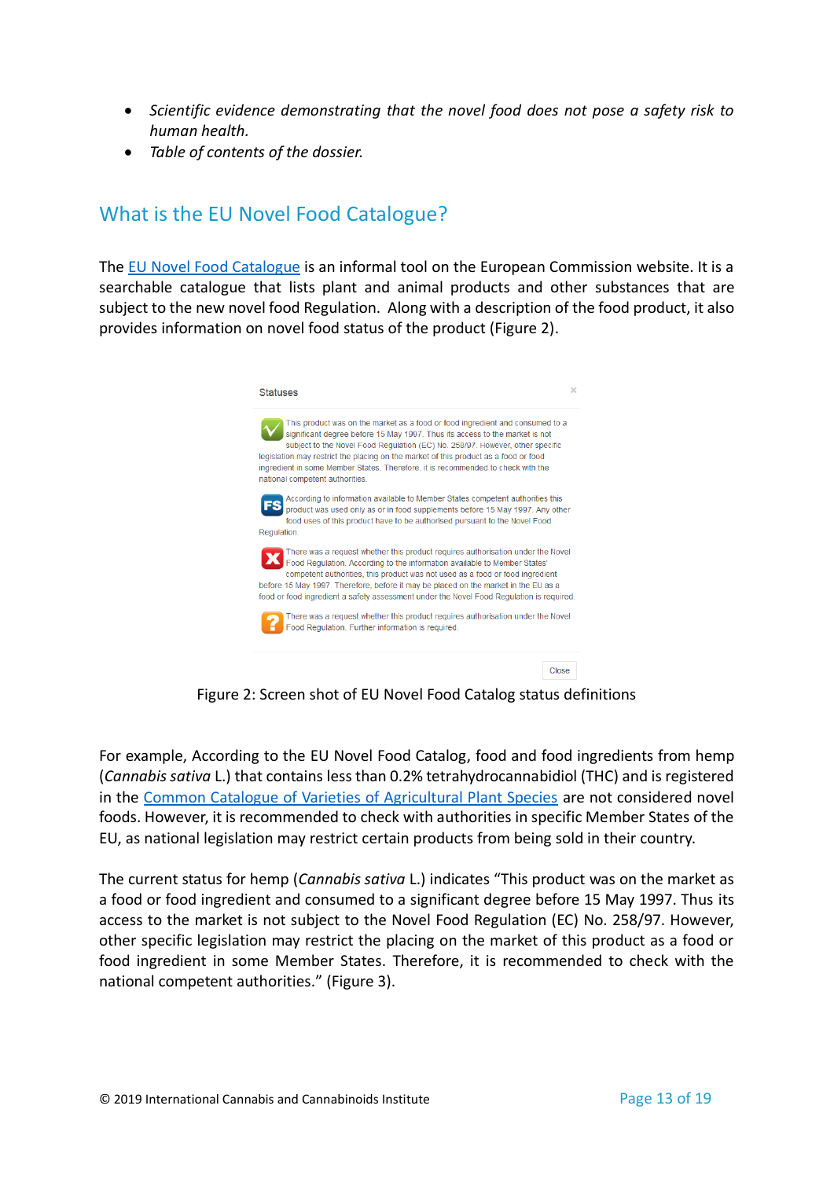- *Scientific evidence demonstrating that the novel food does not pose a safety risk to human health.*
- *Table of contents of the dossier.*

## What is the EU Novel Food Catalogue?

The EU Novel Food Catalogue is an informal tool on the European Commission website. It is a searchable catalogue that lists plant and animal products and other substances that are subject to the new novel food Regulation. Along with a description of the food product, it also provides information on novel food status of the product (Figure 2).

Statuses

This product was on the market as a food or food ingredient and consumed to a significant degree before 15 May 1997. Thus its access to the market is not subject to the Novel Food Regulation (EC) No. 258/97. However, other specific legislation may restrict the placing on the market of this product as a food or food ingredient in some Member States. Therefore, it is recommended to check with the national competent authorities.

FS According to information available to Member States competent authorities this product was used only as or in food supplements before 15 May 1997. Any other food uses of this product have to be authorised pursuant to the Novel Food Regulation.

There was a request whether this product requires authorisation under the Novel Food Regulation. According to the information available to Member States' competent authorities, this product was not used as a food or food ingredient before 15 May 1997. Therefore, before it may be placed on the market in the EU as a food or food ingredient a safety assessment under the Novel Food Regulation is required.

There was a request whether this product requires authorisation under the Novel Food Regulation. Further information is required.

Close

Figure 2: Screen shot of EU Novel Food Catalog status definitions

For example, According to the EU Novel Food Catalog, food and food ingredients from hemp (*Cannabis sativa* L.) that contains less than 0.2% tetrahydrocannabidiol (THC) and is registered in the Common Catalogue of Varieties of Agricultural Plant Species are not considered novel foods. However, it is recommended to check with authorities in specific Member States of the EU, as national legislation may restrict certain products from being sold in their country.

The current status for hemp (*Cannabis sativa* L.) indicates "This product was on the market as a food or food ingredient and consumed to a significant degree before 15 May 1997. Thus its access to the market is not subject to the Novel Food Regulation (EC) No. 258/97. However, other specific legislation may restrict the placing on the market of this product as a food or food ingredient in some Member States. Therefore, it is recommended to check with the national competent authorities." (Figure 3).

© 2019 International Cannabis and Cannabinoids Institute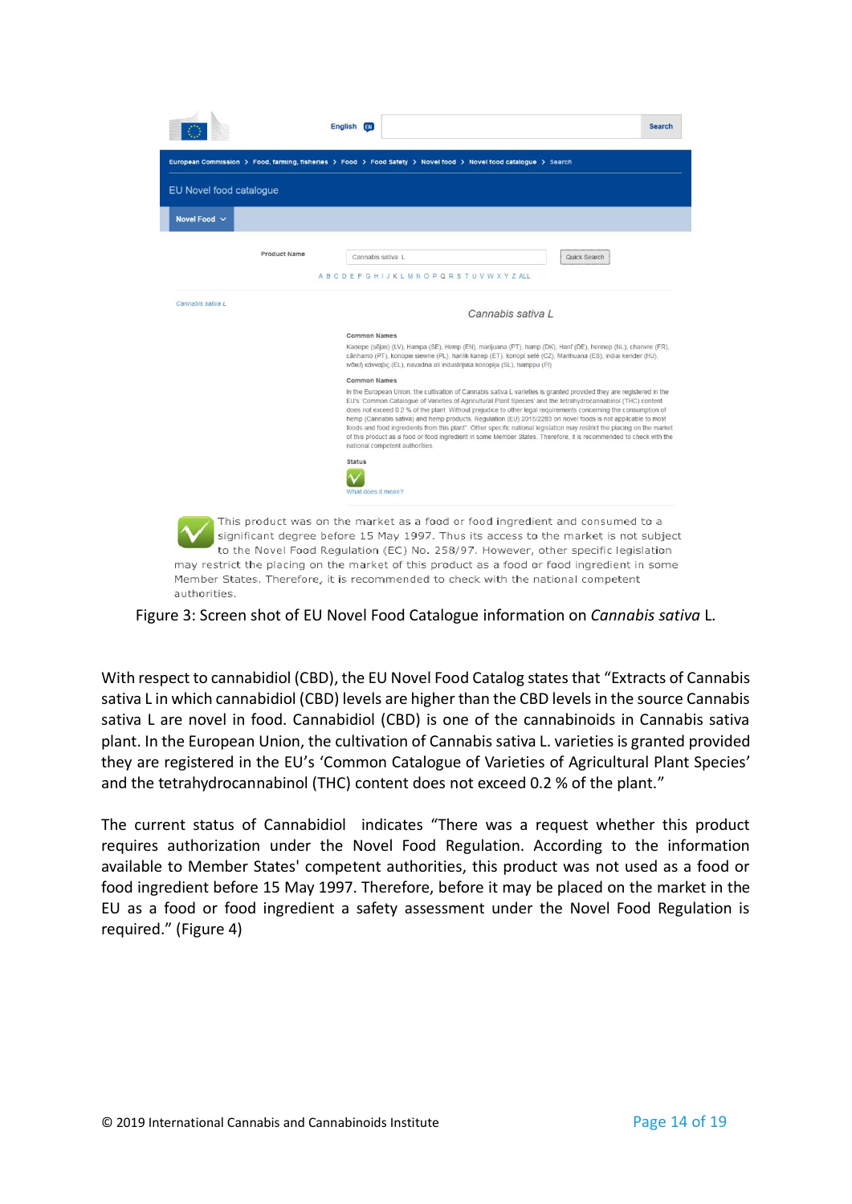English EN | Search

European Commission > Food, farming, fisheries > Food > Food Safety > Novel food > Novel food catalogue > Search

EU Novel food catalogue

Novel Food

Product Name: Cannabis sativa L | Quick Search

A B C D E F G H I J K L M N O P Q R S T U V W X Y Z ALL

Cannabis sativa L

*Cannabis sativa L*

**Common Names**

Kanepe (sējas) (LV), Hampa (SE), Hemp (EN), marijuana (PT), hamp (DK), Hanf (DE), hennep (NL), chanvre (FR), cânhamo (PT), konopie siewne (PL), harilik kanep (ET), konopí seté (CZ), Marihuana (ES), indiai kender (HU), ινδική κάνναβις (EL), navadna ali industrijska konopija (SL), hamppu (FI)

**Common Names**

In the European Union, the cultivation of Cannabis sativa L varieties is granted provided they are registered in the EU's 'Common Catalogue of Varieties of Agricultural Plant Species' and the tetrahydrocannabinol (THC) content does not exceed 0.2 % of the plant. Without prejudice to other legal requirements concerning the consumption of hemp (Cannabis sativa) and hemp products, Regulation (EU) 2015/2283 on novel foods is not applicable to most foods and food ingredients from this plant". Other specific national legislation may restrict the placing on the market of this product as a food or food ingredient in some Member States. Therefore, it is recommended to check with the national competent authorities

**Status**

What does it mean?

This product was on the market as a food or food ingredient and consumed to a significant degree before 15 May 1997. Thus its access to the market is not subject to the Novel Food Regulation (EC) No. 258/97. However, other specific legislation may restrict the placing on the market of this product as a food or food ingredient in some Member States. Therefore, it is recommended to check with the national competent authorities.

Figure 3: Screen shot of EU Novel Food Catalogue information on *Cannabis sativa* L.

With respect to cannabidiol (CBD), the EU Novel Food Catalog states that "Extracts of Cannabis sativa L in which cannabidiol (CBD) levels are higher than the CBD levels in the source Cannabis sativa L are novel in food. Cannabidiol (CBD) is one of the cannabinoids in Cannabis sativa plant. In the European Union, the cultivation of Cannabis sativa L. varieties is granted provided they are registered in the EU's 'Common Catalogue of Varieties of Agricultural Plant Species' and the tetrahydrocannabinol (THC) content does not exceed 0.2 % of the plant."

The current status of Cannabidiol indicates "There was a request whether this product requires authorization under the Novel Food Regulation. According to the information available to Member States' competent authorities, this product was not used as a food or food ingredient before 15 May 1997. Therefore, before it may be placed on the market in the EU as a food or food ingredient a safety assessment under the Novel Food Regulation is required." (Figure 4)

© 2019 International Cannabis and Cannabinoids Institute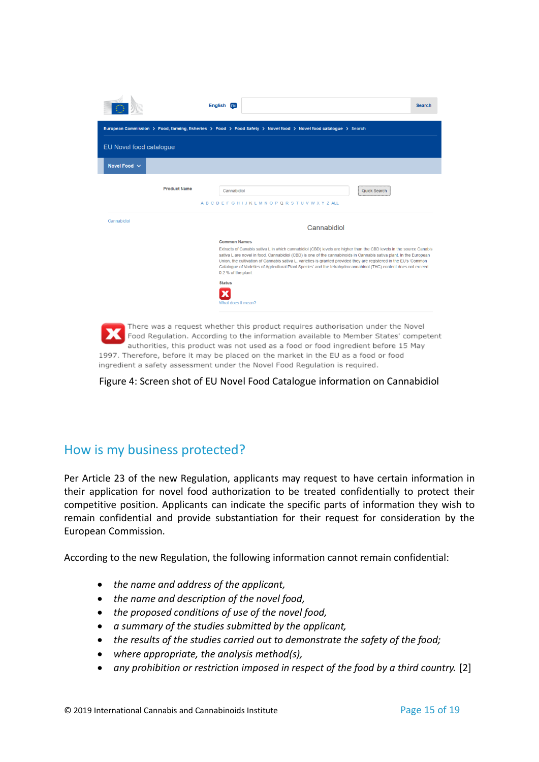Figure 4: Screen shot of EU Novel Food Catalogue information on Cannabidiol

## How is my business protected?

Per Article 23 of the new Regulation, applicants may request to have certain information in their application for novel food authorization to be treated confidentially to protect their competitive position. Applicants can indicate the specific parts of information they wish to remain confidential and provide substantiation for their request for consideration by the European Commission.

According to the new Regulation, the following information cannot remain confidential:

- *the name and address of the applicant,*
- *the name and description of the novel food,*
- *the proposed conditions of use of the novel food,*
- *a summary of the studies submitted by the applicant,*
- *the results of the studies carried out to demonstrate the safety of the food;*
- *where appropriate, the analysis method(s),*
- *any prohibition or restriction imposed in respect of the food by a third country.* [2]

© 2019 International Cannabis and Cannabinoids Institute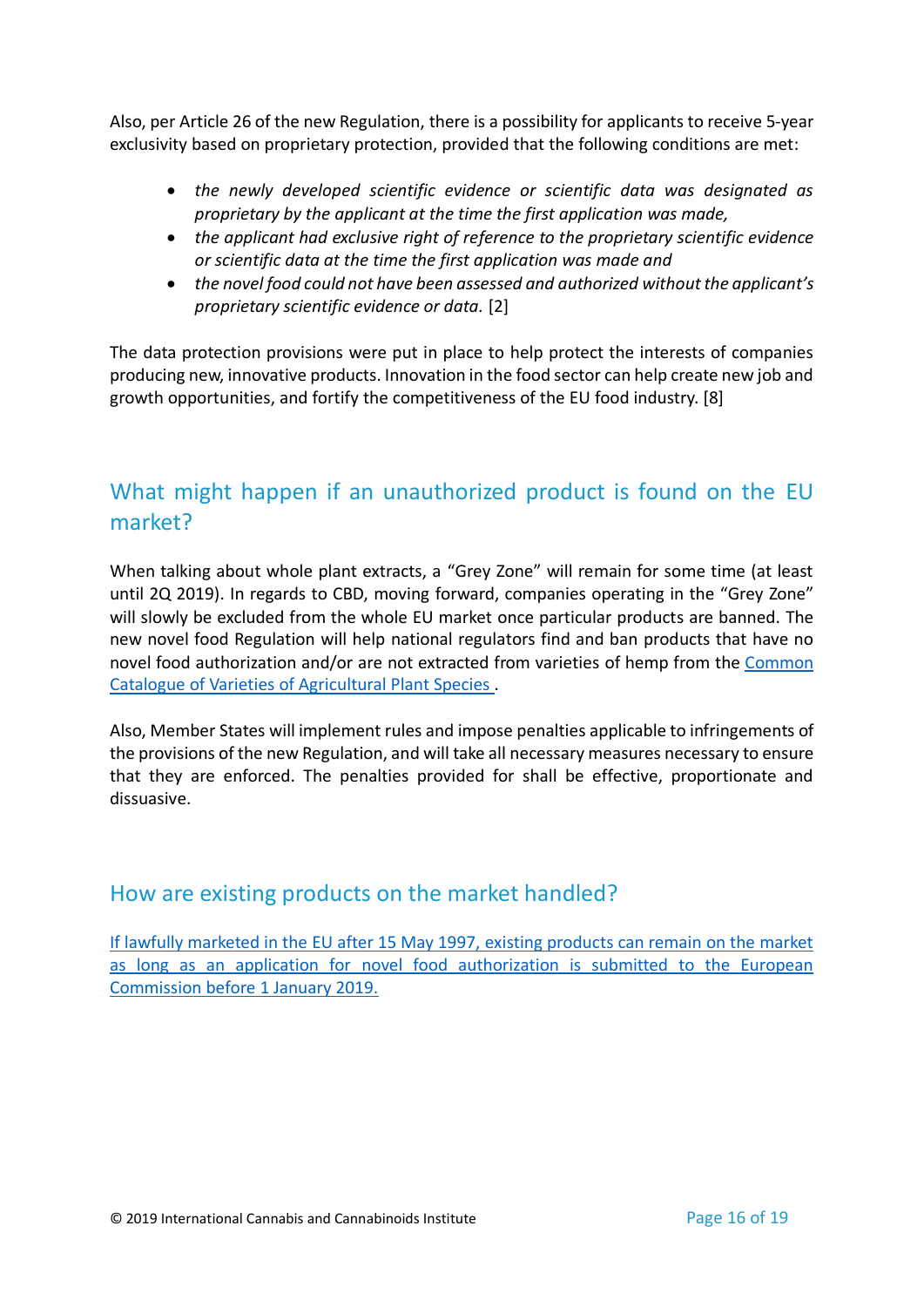Also, per Article 26 of the new Regulation, there is a possibility for applicants to receive 5-year exclusivity based on proprietary protection, provided that the following conditions are met:

- *the newly developed scientific evidence or scientific data was designated as proprietary by the applicant at the time the first application was made,*
- *the applicant had exclusive right of reference to the proprietary scientific evidence or scientific data at the time the first application was made and*
- *the novel food could not have been assessed and authorized without the applicant's proprietary scientific evidence or data.* [2]

The data protection provisions were put in place to help protect the interests of companies producing new, innovative products. Innovation in the food sector can help create new job and growth opportunities, and fortify the competitiveness of the EU food industry. [8]

## What might happen if an unauthorized product is found on the EU market?

When talking about whole plant extracts, a "Grey Zone" will remain for some time (at least until 2Q 2019). In regards to CBD, moving forward, companies operating in the "Grey Zone" will slowly be excluded from the whole EU market once particular products are banned. The new novel food Regulation will help national regulators find and ban products that have no novel food authorization and/or are not extracted from varieties of hemp from the Common Catalogue of Varieties of Agricultural Plant Species .

Also, Member States will implement rules and impose penalties applicable to infringements of the provisions of the new Regulation, and will take all necessary measures necessary to ensure that they are enforced. The penalties provided for shall be effective, proportionate and dissuasive.

## How are existing products on the market handled?

If lawfully marketed in the EU after 15 May 1997, existing products can remain on the market as long as an application for novel food authorization is submitted to the European Commission before 1 January 2019.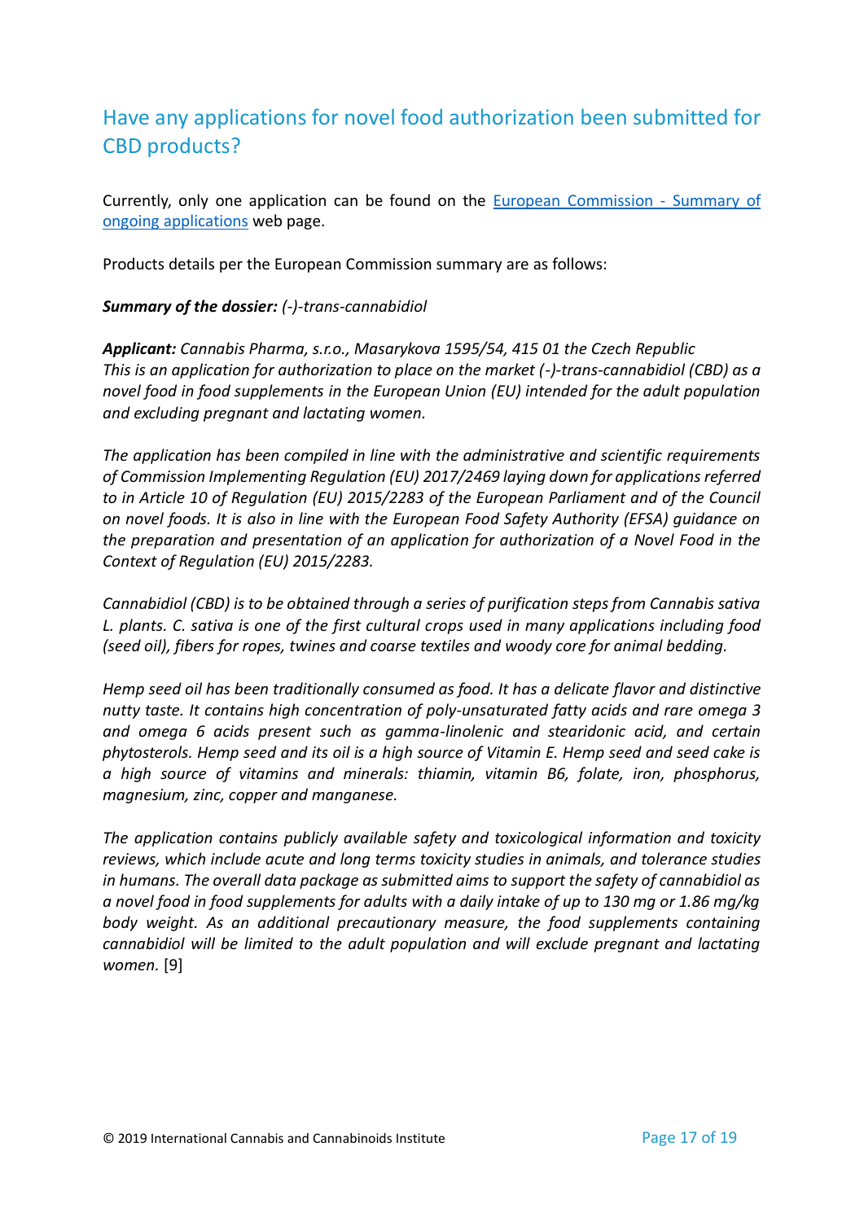## Have any applications for novel food authorization been submitted for CBD products?

Currently, only one application can be found on the [European Commission - Summary of ongoing applications](#) web page.

Products details per the European Commission summary are as follows:

***Summary of the dossier:*** *(-)-trans-cannabidiol*

***Applicant:*** *Cannabis Pharma, s.r.o., Masarykova 1595/54, 415 01 the Czech Republic*
*This is an application for authorization to place on the market (-)-trans-cannabidiol (CBD) as a novel food in food supplements in the European Union (EU) intended for the adult population and excluding pregnant and lactating women.*

*The application has been compiled in line with the administrative and scientific requirements of Commission Implementing Regulation (EU) 2017/2469 laying down for applications referred to in Article 10 of Regulation (EU) 2015/2283 of the European Parliament and of the Council on novel foods. It is also in line with the European Food Safety Authority (EFSA) guidance on the preparation and presentation of an application for authorization of a Novel Food in the Context of Regulation (EU) 2015/2283.*

*Cannabidiol (CBD) is to be obtained through a series of purification steps from Cannabis sativa L. plants. C. sativa is one of the first cultural crops used in many applications including food (seed oil), fibers for ropes, twines and coarse textiles and woody core for animal bedding.*

*Hemp seed oil has been traditionally consumed as food. It has a delicate flavor and distinctive nutty taste. It contains high concentration of poly-unsaturated fatty acids and rare omega 3 and omega 6 acids present such as gamma-linolenic and stearidonic acid, and certain phytosterols. Hemp seed and its oil is a high source of Vitamin E. Hemp seed and seed cake is a high source of vitamins and minerals: thiamin, vitamin B6, folate, iron, phosphorus, magnesium, zinc, copper and manganese.*

*The application contains publicly available safety and toxicological information and toxicity reviews, which include acute and long terms toxicity studies in animals, and tolerance studies in humans. The overall data package as submitted aims to support the safety of cannabidiol as a novel food in food supplements for adults with a daily intake of up to 130 mg or 1.86 mg/kg body weight. As an additional precautionary measure, the food supplements containing cannabidiol will be limited to the adult population and will exclude pregnant and lactating women.* [9]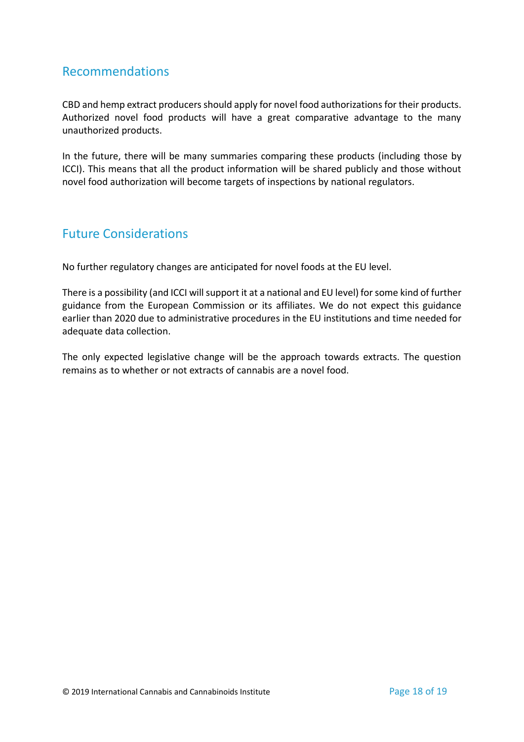## Recommendations

CBD and hemp extract producers should apply for novel food authorizations for their products. Authorized novel food products will have a great comparative advantage to the many unauthorized products.

In the future, there will be many summaries comparing these products (including those by ICCI). This means that all the product information will be shared publicly and those without novel food authorization will become targets of inspections by national regulators.

## Future Considerations

No further regulatory changes are anticipated for novel foods at the EU level.

There is a possibility (and ICCI will support it at a national and EU level) for some kind of further guidance from the European Commission or its affiliates. We do not expect this guidance earlier than 2020 due to administrative procedures in the EU institutions and time needed for adequate data collection.

The only expected legislative change will be the approach towards extracts. The question remains as to whether or not extracts of cannabis are a novel food.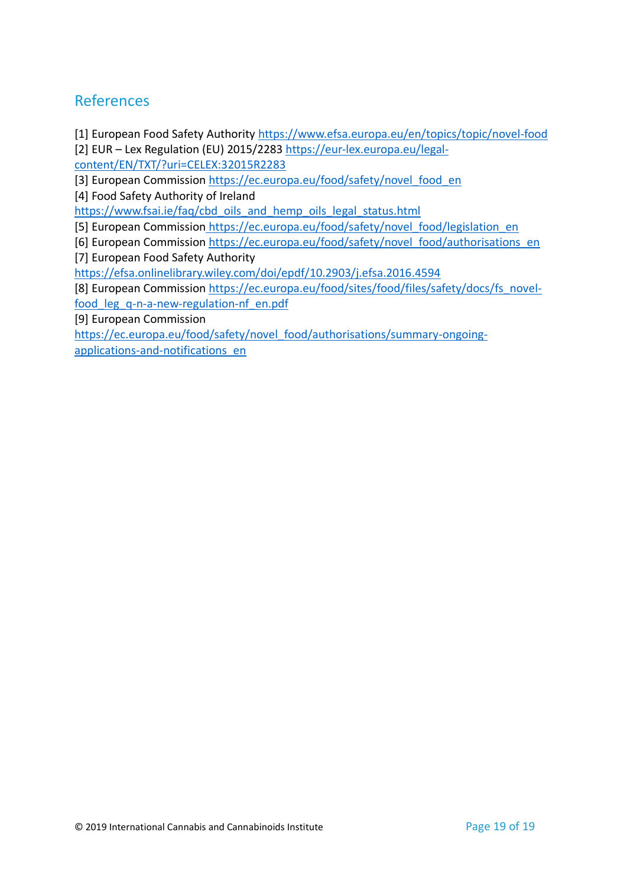## References

[1] European Food Safety Authority https://www.efsa.europa.eu/en/topics/topic/novel-food
[2] EUR – Lex Regulation (EU) 2015/2283 https://eur-lex.europa.eu/legal-content/EN/TXT/?uri=CELEX:32015R2283
[3] European Commission https://ec.europa.eu/food/safety/novel_food_en
[4] Food Safety Authority of Ireland https://www.fsai.ie/faq/cbd_oils_and_hemp_oils_legal_status.html
[5] European Commission https://ec.europa.eu/food/safety/novel_food/legislation_en
[6] European Commission https://ec.europa.eu/food/safety/novel_food/authorisations_en
[7] European Food Safety Authority https://efsa.onlinelibrary.wiley.com/doi/epdf/10.2903/j.efsa.2016.4594
[8] European Commission https://ec.europa.eu/food/sites/food/files/safety/docs/fs_novel-food_leg_q-n-a-new-regulation-nf_en.pdf
[9] European Commission https://ec.europa.eu/food/safety/novel_food/authorisations/summary-ongoing-applications-and-notifications_en

© 2019 International Cannabis and Cannabinoids Institute